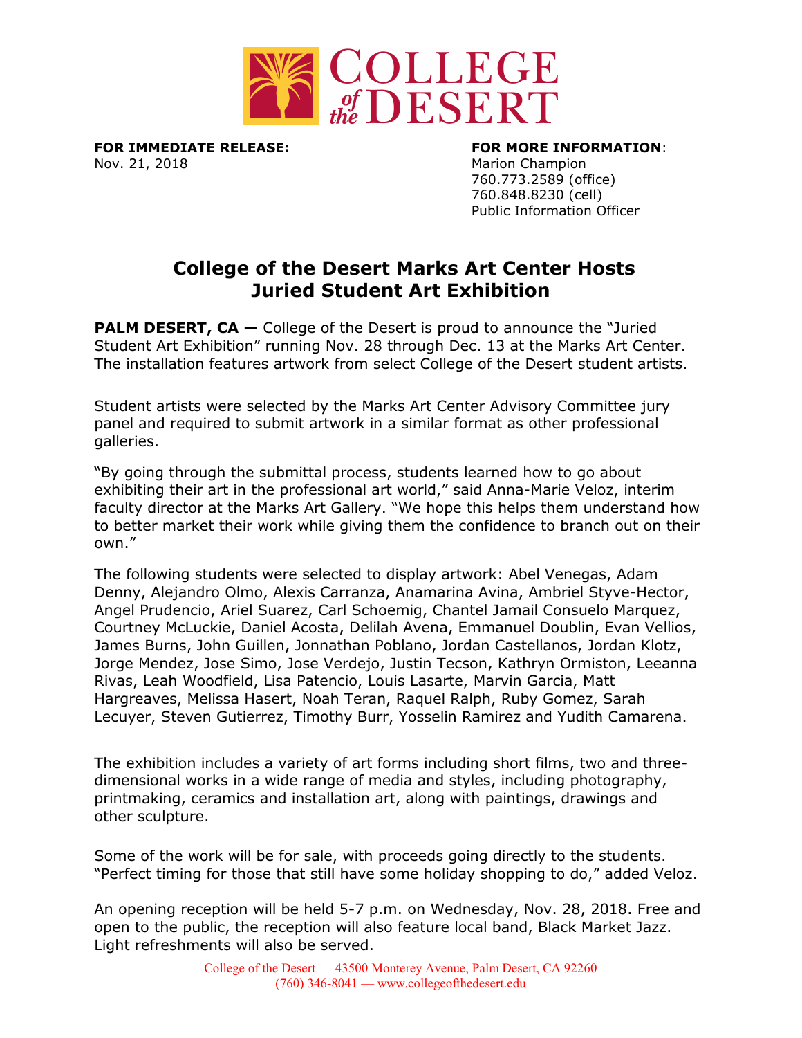COLLEGE of the DESERT

**FOR IMMEDIATE RELEASE:**
Nov. 21, 2018

**FOR MORE INFORMATION**:
Marion Champion
760.773.2589 (office)
760.848.8230 (cell)
Public Information Officer

# College of the Desert Marks Art Center Hosts Juried Student Art Exhibition

**PALM DESERT, CA —** College of the Desert is proud to announce the "Juried Student Art Exhibition" running Nov. 28 through Dec. 13 at the Marks Art Center. The installation features artwork from select College of the Desert student artists.

Student artists were selected by the Marks Art Center Advisory Committee jury panel and required to submit artwork in a similar format as other professional galleries.

"By going through the submittal process, students learned how to go about exhibiting their art in the professional art world," said Anna-Marie Veloz, interim faculty director at the Marks Art Gallery. "We hope this helps them understand how to better market their work while giving them the confidence to branch out on their own."

The following students were selected to display artwork: Abel Venegas, Adam Denny, Alejandro Olmo, Alexis Carranza, Anamarina Avina, Ambriel Styve-Hector, Angel Prudencio, Ariel Suarez, Carl Schoemig, Chantel Jamail Consuelo Marquez, Courtney McLuckie, Daniel Acosta, Delilah Avena, Emmanuel Doublin, Evan Vellios, James Burns, John Guillen, Jonnathan Poblano, Jordan Castellanos, Jordan Klotz, Jorge Mendez, Jose Simo, Jose Verdejo, Justin Tecson, Kathryn Ormiston, Leeanna Rivas, Leah Woodfield, Lisa Patencio, Louis Lasarte, Marvin Garcia, Matt Hargreaves, Melissa Hasert, Noah Teran, Raquel Ralph, Ruby Gomez, Sarah Lecuyer, Steven Gutierrez, Timothy Burr, Yosselin Ramirez and Yudith Camarena.

The exhibition includes a variety of art forms including short films, two and three-dimensional works in a wide range of media and styles, including photography, printmaking, ceramics and installation art, along with paintings, drawings and other sculpture.

Some of the work will be for sale, with proceeds going directly to the students. "Perfect timing for those that still have some holiday shopping to do," added Veloz.

An opening reception will be held 5-7 p.m. on Wednesday, Nov. 28, 2018. Free and open to the public, the reception will also feature local band, Black Market Jazz. Light refreshments will also be served.

College of the Desert — 43500 Monterey Avenue, Palm Desert, CA 92260
(760) 346-8041 — www.collegeofthedesert.edu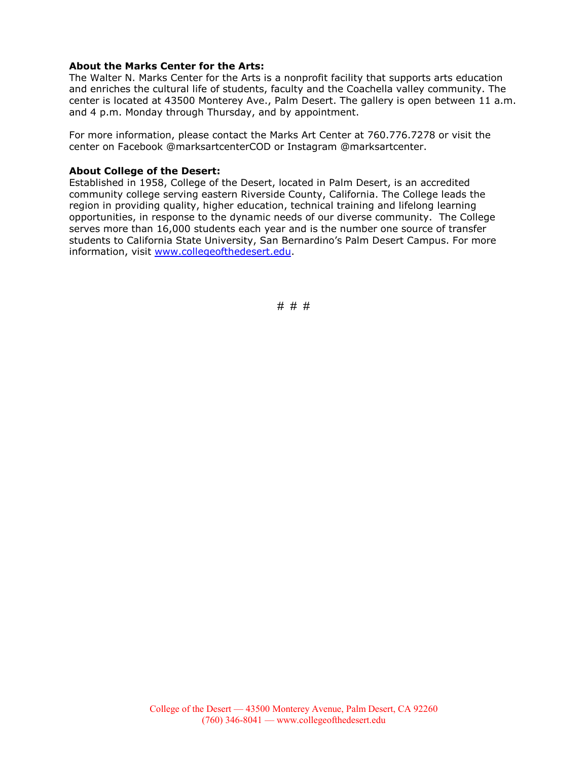**About the Marks Center for the Arts:**
The Walter N. Marks Center for the Arts is a nonprofit facility that supports arts education and enriches the cultural life of students, faculty and the Coachella valley community. The center is located at 43500 Monterey Ave., Palm Desert. The gallery is open between 11 a.m. and 4 p.m. Monday through Thursday, and by appointment.

For more information, please contact the Marks Art Center at 760.776.7278 or visit the center on Facebook @marksartcenterCOD or Instagram @marksartcenter.

**About College of the Desert:**
Established in 1958, College of the Desert, located in Palm Desert, is an accredited community college serving eastern Riverside County, California. The College leads the region in providing quality, higher education, technical training and lifelong learning opportunities, in response to the dynamic needs of our diverse community. The College serves more than 16,000 students each year and is the number one source of transfer students to California State University, San Bernardino's Palm Desert Campus. For more information, visit www.collegeofthedesert.edu.

# # #

College of the Desert — 43500 Monterey Avenue, Palm Desert, CA 92260
(760) 346-8041 — www.collegeofthedesert.edu